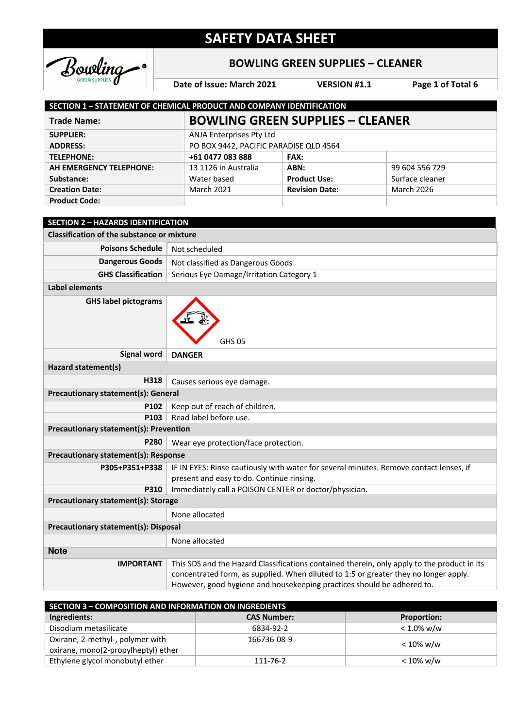# SAFETY DATA SHEET

## BOWLING GREEN SUPPLIES – CLEANER

Date of Issue: March 2021 | VERSION #1.1

## SECTION 1 – STATEMENT OF CHEMICAL PRODUCT AND COMPANY IDENTIFICATION

| Trade Name: | BOWLING GREEN SUPPLIES – CLEANER | | |
|---|---|---|---|
| SUPPLIER: | ANJA Enterprises Pty Ltd | | |
| ADDRESS: | PO BOX 9442, PACIFIC PARADISE QLD 4564 | | |
| TELEPHONE: | +61 0477 083 888 | FAX: | |
| AH EMERGENCY TELEPHONE: | 13 1126 in Australia | ABN: | 99 604 556 729 |
| Substance: | Water based | Product Use: | Surface cleaner |
| Creation Date: | March 2021 | Revision Date: | March 2026 |
| Product Code: | | | |

## SECTION 2 – HAZARDS IDENTIFICATION

**Classification of the substance or mixture**

| | |
|---|---|
| Poisons Schedule | Not scheduled |
| Dangerous Goods | Not classified as Dangerous Goods |
| GHS Classification | Serious Eye Damage/Irritation Category 1 |

**Label elements**

| | |
|---|---|
| GHS label pictograms | GHS 05 |
| Signal word | **DANGER** |

**Hazard statement(s)**

| | |
|---|---|
| H318 | Causes serious eye damage. |

**Precautionary statement(s): General**

| | |
|---|---|
| P102 | Keep out of reach of children. |
| P103 | Read label before use. |

**Precautionary statement(s): Prevention**

| | |
|---|---|
| P280 | Wear eye protection/face protection. |

**Precautionary statement(s): Response**

| | |
|---|---|
| P305+P351+P338 | IF IN EYES: Rinse cautiously with water for several minutes. Remove contact lenses, if present and easy to do. Continue rinsing. |
| P310 | Immediately call a POISON CENTER or doctor/physician. |

**Precautionary statement(s): Storage**

None allocated

**Precautionary statement(s): Disposal**

None allocated

**Note**

**IMPORTANT** This SDS and the Hazard Classifications contained therein, only apply to the product in its concentrated form, as supplied. When diluted to 1:5 or greater they no longer apply. However, good hygiene and housekeeping practices should be adhered to.

## SECTION 3 – COMPOSITION AND INFORMATION ON INGREDIENTS

| Ingredients: | CAS Number: | Proportion: |
|---|---|---|
| Disodium metasilicate | 6834-92-2 | < 1.0% w/w |
| Oxirane, 2-methyl-, polymer with oxirane, mono(2-propylheptyl) ether | 166736-08-9 | < 10% w/w |
| Ethylene glycol monobutyl ether | 111-76-2 | < 10% w/w |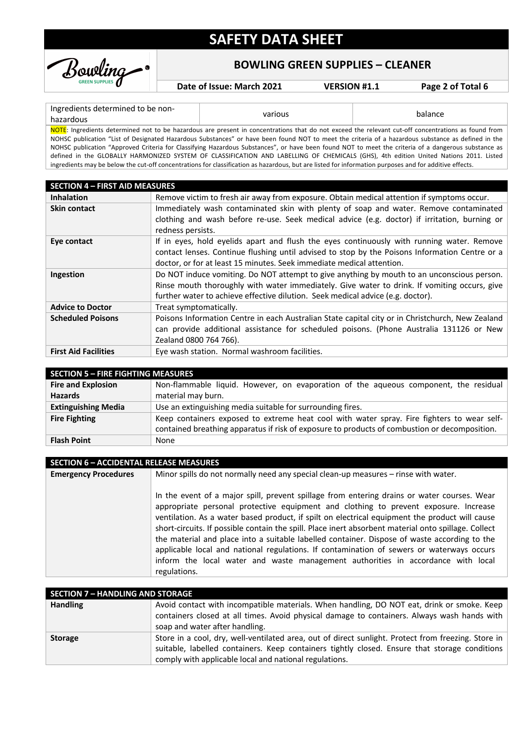| Ingredients determined to be non-hazardous | various | balance |
|---|---|---|

NOTE: Ingredients determined not to be hazardous are present in concentrations that do not exceed the relevant cut-off concentrations as found from NOHSC publication "List of Designated Hazardous Substances" or have been found NOT to meet the criteria of a hazardous substance as defined in the NOHSC publication "Approved Criteria for Classifying Hazardous Substances", or have been found NOT to meet the criteria of a dangerous substance as defined in the GLOBALLY HARMONIZED SYSTEM OF CLASSIFICATION AND LABELLING OF CHEMICALS (GHS), 4th edition United Nations 2011. Listed ingredients may be below the cut-off concentrations for classification as hazardous, but are listed for information purposes and for additive effects.

## SECTION 4 – FIRST AID MEASURES

| | |
|---|---|
| **Inhalation** | Remove victim to fresh air away from exposure. Obtain medical attention if symptoms occur. |
| **Skin contact** | Immediately wash contaminated skin with plenty of soap and water. Remove contaminated clothing and wash before re-use. Seek medical advice (e.g. doctor) if irritation, burning or redness persists. |
| **Eye contact** | If in eyes, hold eyelids apart and flush the eyes continuously with running water. Remove contact lenses. Continue flushing until advised to stop by the Poisons Information Centre or a doctor, or for at least 15 minutes. Seek immediate medical attention. |
| **Ingestion** | Do NOT induce vomiting. Do NOT attempt to give anything by mouth to an unconscious person. Rinse mouth thoroughly with water immediately. Give water to drink. If vomiting occurs, give further water to achieve effective dilution. Seek medical advice (e.g. doctor). |
| **Advice to Doctor** | Treat symptomatically. |
| **Scheduled Poisons** | Poisons Information Centre in each Australian State capital city or in Christchurch, New Zealand can provide additional assistance for scheduled poisons. (Phone Australia 131126 or New Zealand 0800 764 766). |
| **First Aid Facilities** | Eye wash station. Normal washroom facilities. |

## SECTION 5 – FIRE FIGHTING MEASURES

| | |
|---|---|
| **Fire and Explosion Hazards** | Non-flammable liquid. However, on evaporation of the aqueous component, the residual material may burn. |
| **Extinguishing Media** | Use an extinguishing media suitable for surrounding fires. |
| **Fire Fighting** | Keep containers exposed to extreme heat cool with water spray. Fire fighters to wear self-contained breathing apparatus if risk of exposure to products of combustion or decomposition. |
| **Flash Point** | None |

## SECTION 6 – ACCIDENTAL RELEASE MEASURES

| | |
|---|---|
| **Emergency Procedures** | Minor spills do not normally need any special clean-up measures – rinse with water.<br><br>In the event of a major spill, prevent spillage from entering drains or water courses. Wear appropriate personal protective equipment and clothing to prevent exposure. Increase ventilation. As a water based product, if spilt on electrical equipment the product will cause short-circuits. If possible contain the spill. Place inert absorbent material onto spillage. Collect the material and place into a suitable labelled container. Dispose of waste according to the applicable local and national regulations. If contamination of sewers or waterways occurs inform the local water and waste management authorities in accordance with local regulations. |

## SECTION 7 – HANDLING AND STORAGE

| | |
|---|---|
| **Handling** | Avoid contact with incompatible materials. When handling, DO NOT eat, drink or smoke. Keep containers closed at all times. Avoid physical damage to containers. Always wash hands with soap and water after handling. |
| **Storage** | Store in a cool, dry, well-ventilated area, out of direct sunlight. Protect from freezing. Store in suitable, labelled containers. Keep containers tightly closed. Ensure that storage conditions comply with applicable local and national regulations. |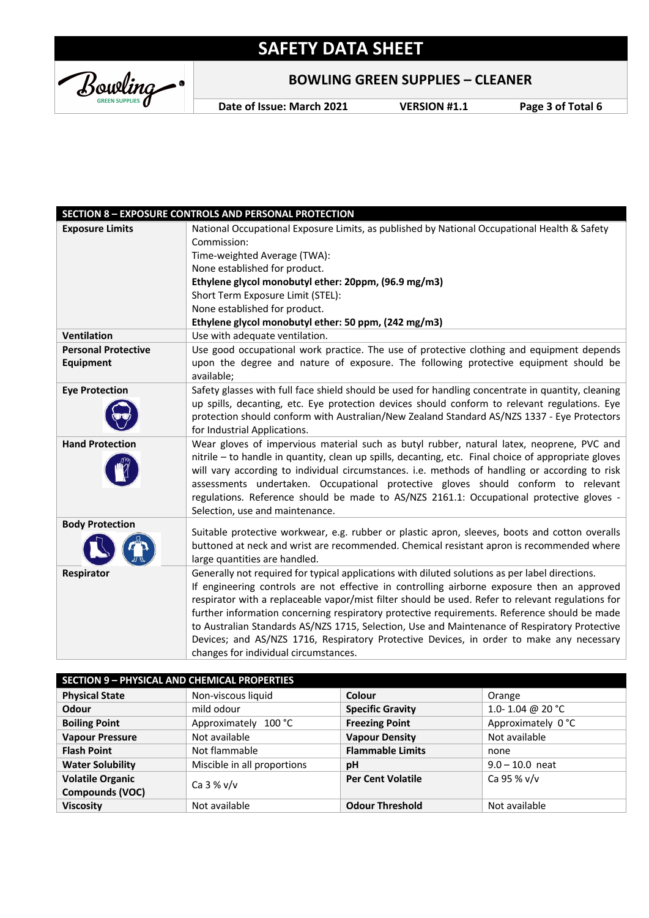## SECTION 8 – EXPOSURE CONTROLS AND PERSONAL PROTECTION

| | |
|---|---|
| **Exposure Limits** | National Occupational Exposure Limits, as published by National Occupational Health & Safety Commission:<br>Time-weighted Average (TWA):<br>None established for product.<br>**Ethylene glycol monobutyl ether: 20ppm, (96.9 mg/m3)**<br>Short Term Exposure Limit (STEL):<br>None established for product.<br>**Ethylene glycol monobutyl ether: 50 ppm, (242 mg/m3)** |
| **Ventilation** | Use with adequate ventilation. |
| **Personal Protective Equipment** | Use good occupational work practice. The use of protective clothing and equipment depends upon the degree and nature of exposure. The following protective equipment should be available; |
| **Eye Protection** | Safety glasses with full face shield should be used for handling concentrate in quantity, cleaning up spills, decanting, etc. Eye protection devices should conform to relevant regulations. Eye protection should conform with Australian/New Zealand Standard AS/NZS 1337 - Eye Protectors for Industrial Applications. |
| **Hand Protection** | Wear gloves of impervious material such as butyl rubber, natural latex, neoprene, PVC and nitrile – to handle in quantity, clean up spills, decanting, etc. Final choice of appropriate gloves will vary according to individual circumstances. i.e. methods of handling or according to risk assessments undertaken. Occupational protective gloves should conform to relevant regulations. Reference should be made to AS/NZS 2161.1: Occupational protective gloves - Selection, use and maintenance. |
| **Body Protection** | Suitable protective workwear, e.g. rubber or plastic apron, sleeves, boots and cotton overalls buttoned at neck and wrist are recommended. Chemical resistant apron is recommended where large quantities are handled. |
| **Respirator** | Generally not required for typical applications with diluted solutions as per label directions.<br>If engineering controls are not effective in controlling airborne exposure then an approved respirator with a replaceable vapor/mist filter should be used. Refer to relevant regulations for further information concerning respiratory protective requirements. Reference should be made to Australian Standards AS/NZS 1715, Selection, Use and Maintenance of Respiratory Protective Devices; and AS/NZS 1716, Respiratory Protective Devices, in order to make any necessary changes for individual circumstances. |

## SECTION 9 – PHYSICAL AND CHEMICAL PROPERTIES

| | | | |
|---|---|---|---|
| **Physical State** | Non-viscous liquid | **Colour** | Orange |
| **Odour** | mild odour | **Specific Gravity** | 1.0- 1.04 @ 20 °C |
| **Boiling Point** | Approximately 100 °C | **Freezing Point** | Approximately 0 °C |
| **Vapour Pressure** | Not available | **Vapour Density** | Not available |
| **Flash Point** | Not flammable | **Flammable Limits** | none |
| **Water Solubility** | Miscible in all proportions | **pH** | 9.0 – 10.0 neat |
| **Volatile Organic Compounds (VOC)** | Ca 3 % v/v | **Per Cent Volatile** | Ca 95 % v/v |
| **Viscosity** | Not available | **Odour Threshold** | Not available |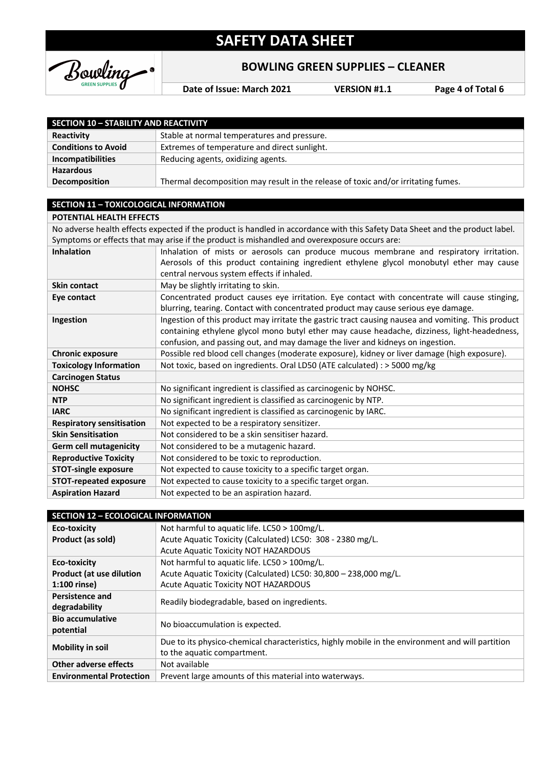## SECTION 10 – STABILITY AND REACTIVITY

| | |
|---|---|
| **Reactivity** | Stable at normal temperatures and pressure. |
| **Conditions to Avoid** | Extremes of temperature and direct sunlight. |
| **Incompatibilities** | Reducing agents, oxidizing agents. |
| **Hazardous Decomposition** | Thermal decomposition may result in the release of toxic and/or irritating fumes. |

## SECTION 11 – TOXICOLOGICAL INFORMATION

**POTENTIAL HEALTH EFFECTS**

No adverse health effects expected if the product is handled in accordance with this Safety Data Sheet and the product label. Symptoms or effects that may arise if the product is mishandled and overexposure occurs are:

| | |
|---|---|
| **Inhalation** | Inhalation of mists or aerosols can produce mucous membrane and respiratory irritation. Aerosols of this product containing ingredient ethylene glycol monobutyl ether may cause central nervous system effects if inhaled. |
| **Skin contact** | May be slightly irritating to skin. |
| **Eye contact** | Concentrated product causes eye irritation. Eye contact with concentrate will cause stinging, blurring, tearing. Contact with concentrated product may cause serious eye damage. |
| **Ingestion** | Ingestion of this product may irritate the gastric tract causing nausea and vomiting. This product containing ethylene glycol mono butyl ether may cause headache, dizziness, light-headedness, confusion, and passing out, and may damage the liver and kidneys on ingestion. |
| **Chronic exposure** | Possible red blood cell changes (moderate exposure), kidney or liver damage (high exposure). |
| **Toxicology Information** | Not toxic, based on ingredients. Oral LD50 (ATE calculated) : > 5000 mg/kg |
| **Carcinogen Status** | |
| **NOHSC** | No significant ingredient is classified as carcinogenic by NOHSC. |
| **NTP** | No significant ingredient is classified as carcinogenic by NTP. |
| **IARC** | No significant ingredient is classified as carcinogenic by IARC. |
| **Respiratory sensitisation** | Not expected to be a respiratory sensitizer. |
| **Skin Sensitisation** | Not considered to be a skin sensitiser hazard. |
| **Germ cell mutagenicity** | Not considered to be a mutagenic hazard. |
| **Reproductive Toxicity** | Not considered to be toxic to reproduction. |
| **STOT-single exposure** | Not expected to cause toxicity to a specific target organ. |
| **STOT-repeated exposure** | Not expected to cause toxicity to a specific target organ. |
| **Aspiration Hazard** | Not expected to be an aspiration hazard. |

## SECTION 12 – ECOLOGICAL INFORMATION

| | |
|---|---|
| **Eco-toxicity Product (as sold)** | Not harmful to aquatic life. LC50 > 100mg/L.<br>Acute Aquatic Toxicity (Calculated) LC50: 308 - 2380 mg/L.<br>Acute Aquatic Toxicity NOT HAZARDOUS |
| **Eco-toxicity Product (at use dilution 1:100 rinse)** | Not harmful to aquatic life. LC50 > 100mg/L.<br>Acute Aquatic Toxicity (Calculated) LC50: 30,800 – 238,000 mg/L.<br>Acute Aquatic Toxicity NOT HAZARDOUS |
| **Persistence and degradability** | Readily biodegradable, based on ingredients. |
| **Bio accumulative potential** | No bioaccumulation is expected. |
| **Mobility in soil** | Due to its physico-chemical characteristics, highly mobile in the environment and will partition to the aquatic compartment. |
| **Other adverse effects** | Not available |
| **Environmental Protection** | Prevent large amounts of this material into waterways. |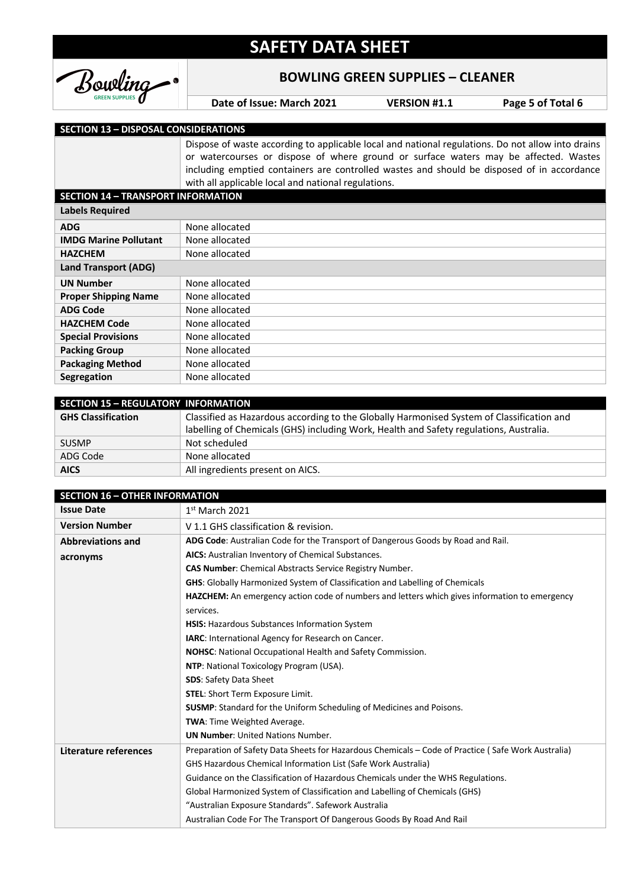## SECTION 13 – DISPOSAL CONSIDERATIONS

Dispose of waste according to applicable local and national regulations. Do not allow into drains or watercourses or dispose of where ground or surface waters may be affected. Wastes including emptied containers are controlled wastes and should be disposed of in accordance with all applicable local and national regulations.

## SECTION 14 – TRANSPORT INFORMATION

| **Labels Required** | |
|---|---|
| **ADG** | None allocated |
| **IMDG Marine Pollutant** | None allocated |
| **HAZCHEM** | None allocated |
| **Land Transport (ADG)** | |
| **UN Number** | None allocated |
| **Proper Shipping Name** | None allocated |
| **ADG Code** | None allocated |
| **HAZCHEM Code** | None allocated |
| **Special Provisions** | None allocated |
| **Packing Group** | None allocated |
| **Packaging Method** | None allocated |
| **Segregation** | None allocated |

## SECTION 15 – REGULATORY INFORMATION

| | |
|---|---|
| **GHS Classification** | Classified as Hazardous according to the Globally Harmonised System of Classification and labelling of Chemicals (GHS) including Work, Health and Safety regulations, Australia. |
| SUSMP | Not scheduled |
| ADG Code | None allocated |
| **AICS** | All ingredients present on AICS. |

## SECTION 16 – OTHER INFORMATION

| | |
|---|---|
| **Issue Date** | 1st March 2021 |
| **Version Number** | V 1.1 GHS classification & revision. |
| **Abbreviations and acronyms** | **ADG Code**: Australian Code for the Transport of Dangerous Goods by Road and Rail.<br>**AICS:** Australian Inventory of Chemical Substances.<br>**CAS Number**: Chemical Abstracts Service Registry Number.<br>**GHS**: Globally Harmonized System of Classification and Labelling of Chemicals<br>**HAZCHEM:** An emergency action code of numbers and letters which gives information to emergency services.<br>**HSIS:** Hazardous Substances Information System<br>**IARC**: International Agency for Research on Cancer.<br>**NOHSC**: National Occupational Health and Safety Commission.<br>**NTP**: National Toxicology Program (USA).<br>**SDS**: Safety Data Sheet<br>**STEL**: Short Term Exposure Limit.<br>**SUSMP**: Standard for the Uniform Scheduling of Medicines and Poisons.<br>**TWA**: Time Weighted Average.<br>**UN Number**: United Nations Number. |
| **Literature references** | Preparation of Safety Data Sheets for Hazardous Chemicals – Code of Practice ( Safe Work Australia)<br>GHS Hazardous Chemical Information List (Safe Work Australia)<br>Guidance on the Classification of Hazardous Chemicals under the WHS Regulations.<br>Global Harmonized System of Classification and Labelling of Chemicals (GHS)<br>"Australian Exposure Standards". Safework Australia<br>Australian Code For The Transport Of Dangerous Goods By Road And Rail |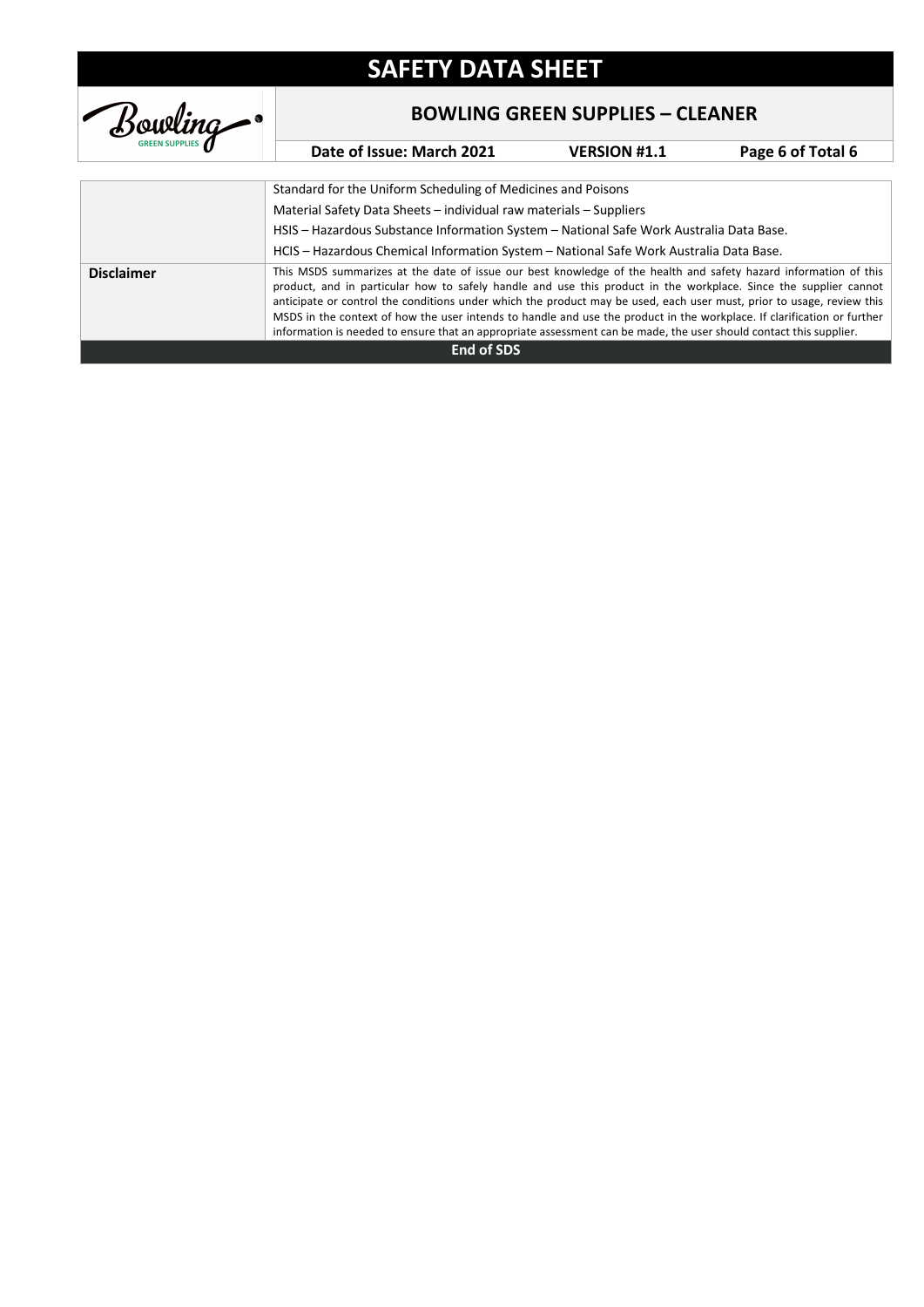| | |
|---|---|
| | Standard for the Uniform Scheduling of Medicines and Poisons |
| | Material Safety Data Sheets – individual raw materials – Suppliers |
| | HSIS – Hazardous Substance Information System – National Safe Work Australia Data Base. |
| | HCIS – Hazardous Chemical Information System – National Safe Work Australia Data Base. |
| **Disclaimer** | This MSDS summarizes at the date of issue our best knowledge of the health and safety hazard information of this product, and in particular how to safely handle and use this product in the workplace. Since the supplier cannot anticipate or control the conditions under which the product may be used, each user must, prior to usage, review this MSDS in the context of how the user intends to handle and use the product in the workplace. If clarification or further information is needed to ensure that an appropriate assessment can be made, the user should contact this supplier. |

**End of SDS**